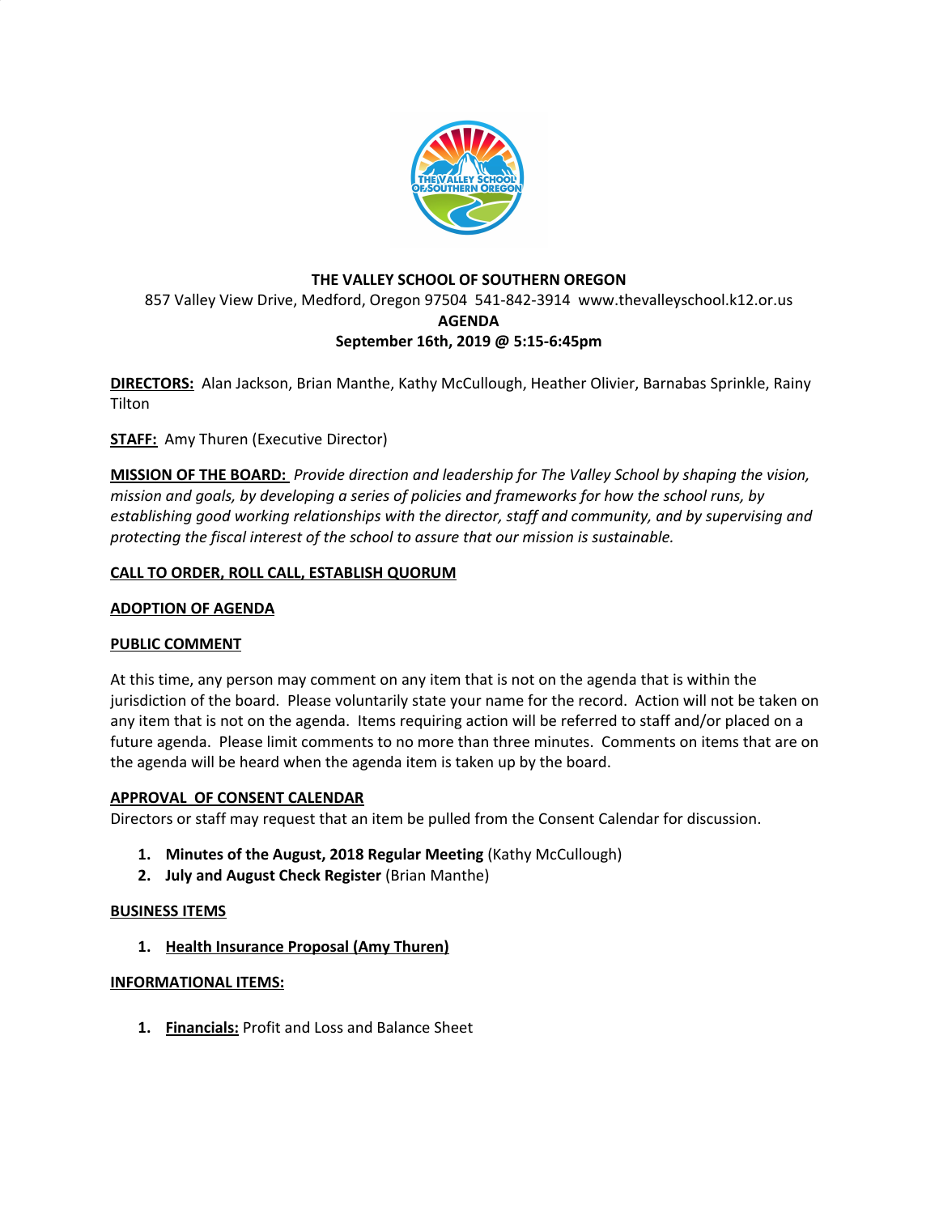# THE VALLEY SCHOOL OF SOUTHERN OREGON

857 Valley View Drive, Medford, Oregon 97504  541-842-3914  www.thevalleyschool.k12.or.us

**AGENDA**

**September 16th, 2019 @ 5:15-6:45pm**

**DIRECTORS:** Alan Jackson, Brian Manthe, Kathy McCullough, Heather Olivier, Barnabas Sprinkle, Rainy Tilton

**STAFF:** Amy Thuren (Executive Director)

**MISSION OF THE BOARD:** *Provide direction and leadership for The Valley School by shaping the vision, mission and goals, by developing a series of policies and frameworks for how the school runs, by establishing good working relationships with the director, staff and community, and by supervising and protecting the fiscal interest of the school to assure that our mission is sustainable.*

**CALL TO ORDER, ROLL CALL, ESTABLISH QUORUM**

**ADOPTION OF AGENDA**

**PUBLIC COMMENT**

At this time, any person may comment on any item that is not on the agenda that is within the jurisdiction of the board. Please voluntarily state your name for the record. Action will not be taken on any item that is not on the agenda. Items requiring action will be referred to staff and/or placed on a future agenda. Please limit comments to no more than three minutes. Comments on items that are on the agenda will be heard when the agenda item is taken up by the board.

**APPROVAL OF CONSENT CALENDAR**

Directors or staff may request that an item be pulled from the Consent Calendar for discussion.

1. **Minutes of the August, 2018 Regular Meeting** (Kathy McCullough)
2. **July and August Check Register** (Brian Manthe)

**BUSINESS ITEMS**

1. **Health Insurance Proposal (Amy Thuren)**

**INFORMATIONAL ITEMS:**

1. **Financials:** Profit and Loss and Balance Sheet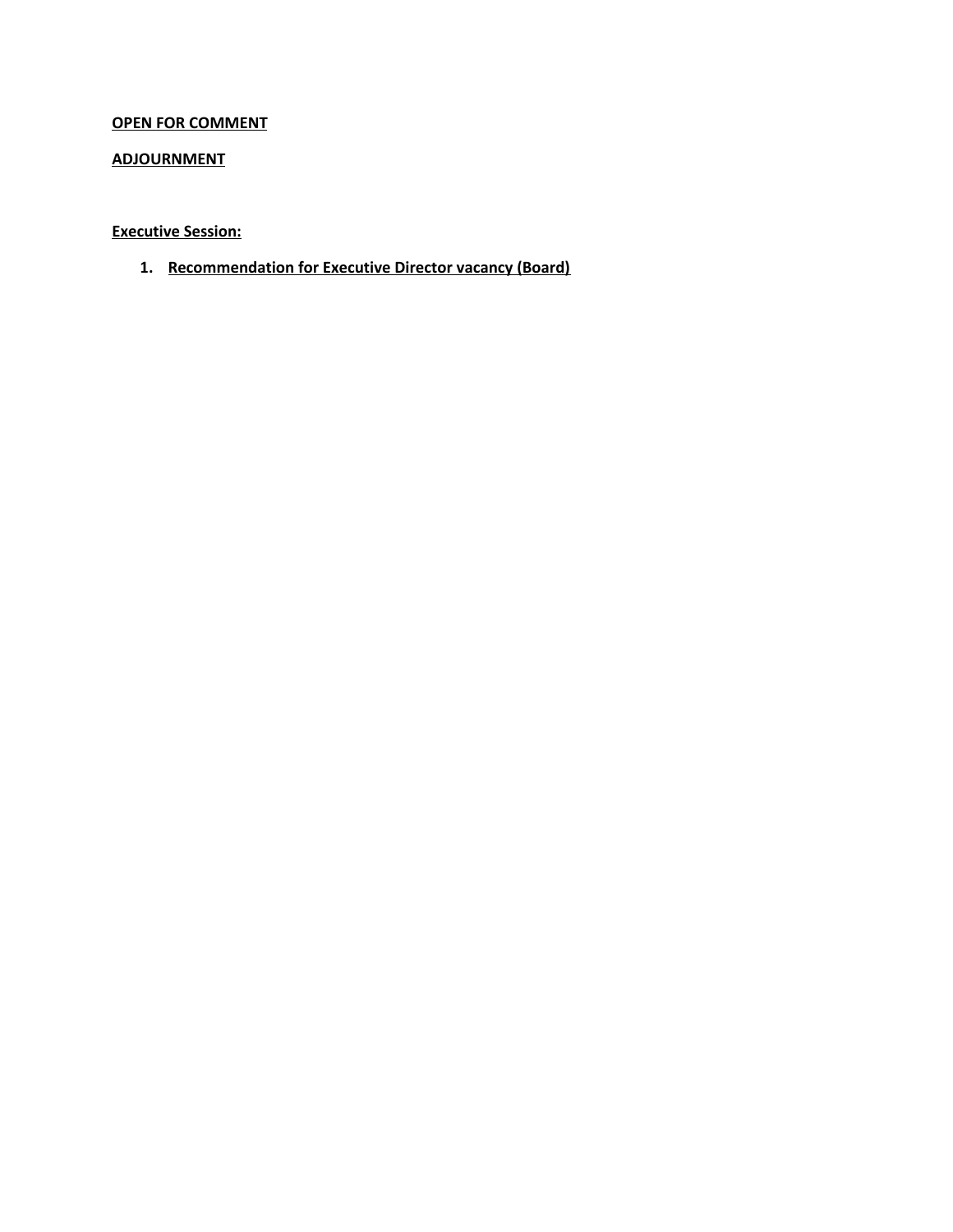**OPEN FOR COMMENT**

**ADJOURNMENT**

**Executive Session:**

1. **Recommendation for Executive Director vacancy (Board)**